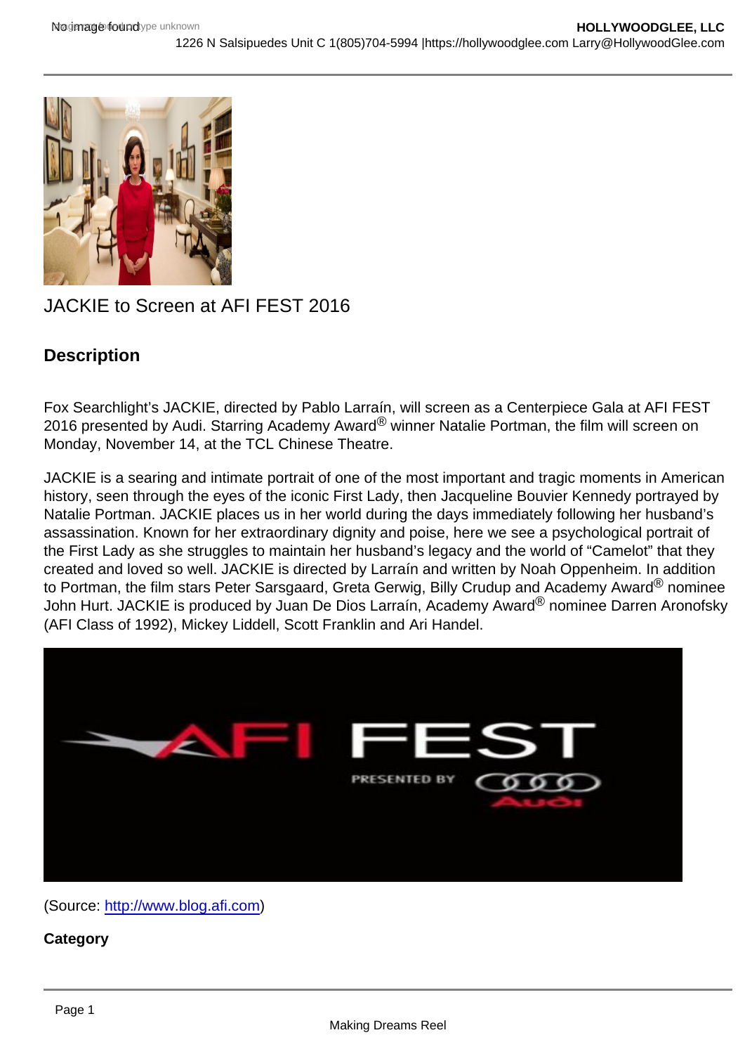# JACKIE to Screen at AFI FEST 2016

## Description

Fox Searchlight's JACKIE, directed by Pablo Larraín, will screen as a Centerpiece Gala at AFI FEST 2016 presented by Audi. Starring Academy Award® winner Natalie Portman, the film will screen on Monday, November 14, at the TCL Chinese Theatre.

JACKIE is a searing and intimate portrait of one of the most important and tragic moments in American history, seen through the eyes of the iconic First Lady, then Jacqueline Bouvier Kennedy portrayed by Natalie Portman. JACKIE places us in her world during the days immediately following her husband's assassination. Known for her extraordinary dignity and poise, here we see a psychological portrait of the First Lady as she struggles to maintain her husband's legacy and the world of "Camelot" that they created and loved so well. JACKIE is directed by Larraín and written by Noah Oppenheim. In addition to Portman, the film stars Peter Sarsgaard, Greta Gerwig, Billy Crudup and Academy Award® nominee John Hurt. JACKIE is produced by Juan De Dios Larraín, Academy Award® nominee Darren Aronofsky (AFI Class of 1992), Mickey Liddell, Scott Franklin and Ari Handel.

(Source: http://www.blog.afi.com)

**Category**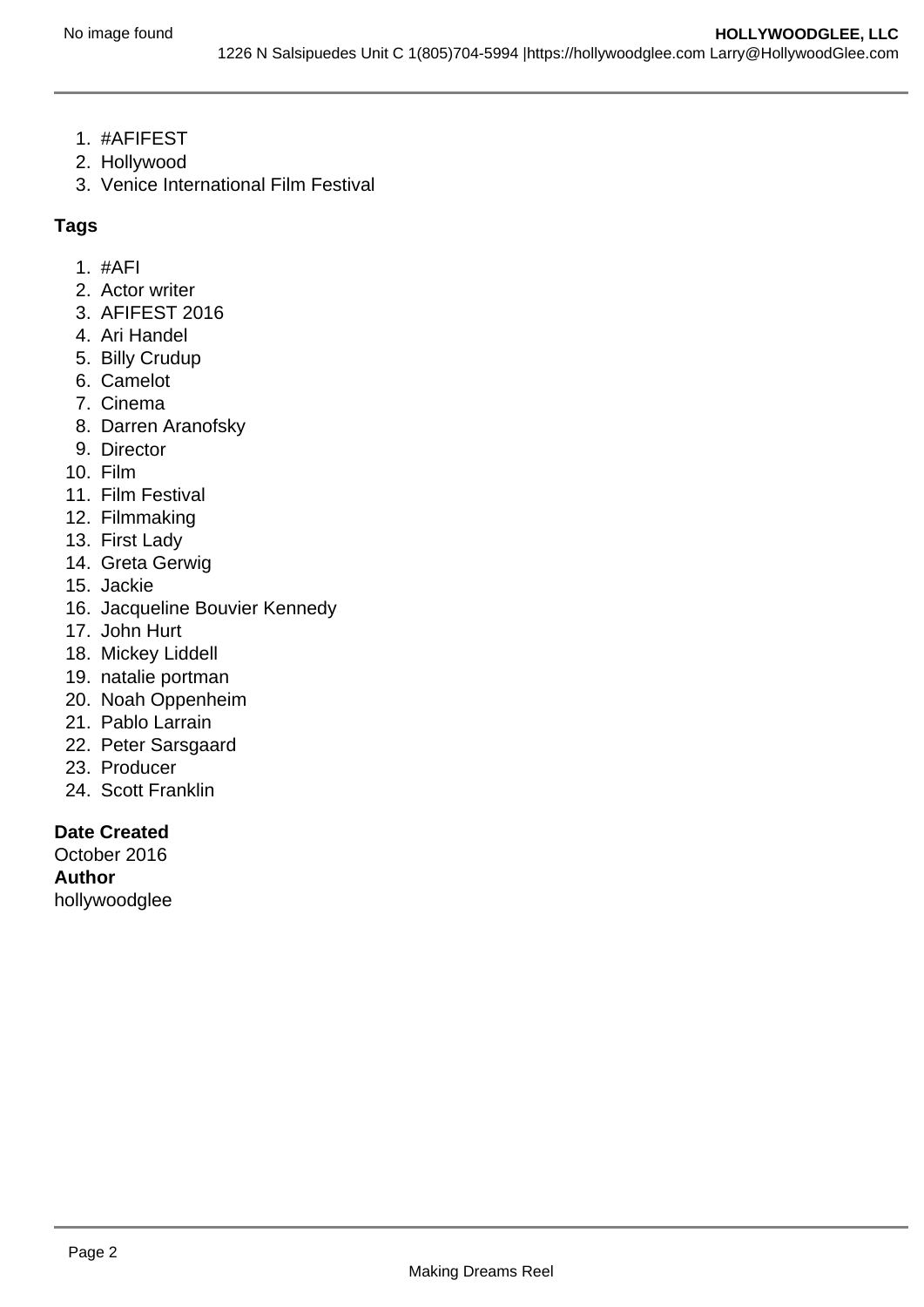1. #AFIFEST
2. Hollywood
3. Venice International Film Festival

**Tags**

1. #AFI
2. Actor writer
3. AFIFEST 2016
4. Ari Handel
5. Billy Crudup
6. Camelot
7. Cinema
8. Darren Aranofsky
9. Director
10. Film
11. Film Festival
12. Filmmaking
13. First Lady
14. Greta Gerwig
15. Jackie
16. Jacqueline Bouvier Kennedy
17. John Hurt
18. Mickey Liddell
19. natalie portman
20. Noah Oppenheim
21. Pablo Larrain
22. Peter Sarsgaard
23. Producer
24. Scott Franklin

**Date Created**
October 2016
**Author**
hollywoodglee